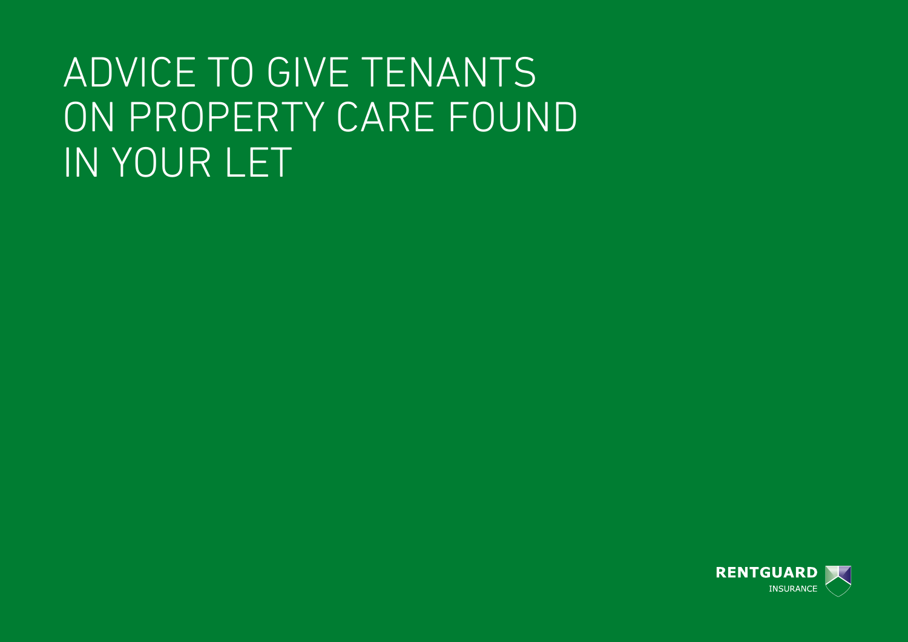# ADVICE TO GIVE TENANTS ON PROPERTY CARE FOUND IN YOUR LET

RENTGUARD INSURANCE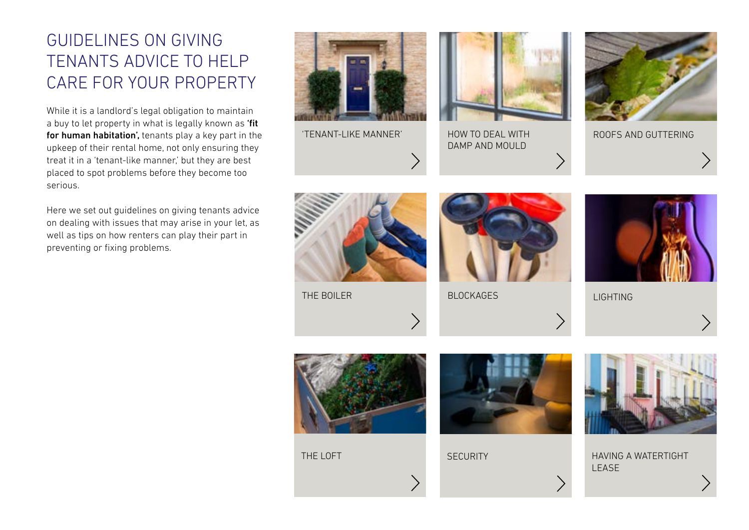# GUIDELINES ON GIVING TENANTS ADVICE TO HELP CARE FOR YOUR PROPERTY

While it is a landlord's legal obligation to maintain a buy to let property in what is legally known as **'fit for human habitation',** tenants play a key part in the upkeep of their rental home, not only ensuring they treat it in a 'tenant-like manner,' but they are best placed to spot problems before they become too serious.

Here we set out guidelines on giving tenants advice on dealing with issues that may arise in your let, as well as tips on how renters can play their part in preventing or fixing problems.

- 'TENANT-LIKE MANNER'
- HOW TO DEAL WITH DAMP AND MOULD
- ROOFS AND GUTTERING
- THE BOILER
- BLOCKAGES
- LIGHTING
- THE LOFT
- SECURITY
- HAVING A WATERTIGHT LEASE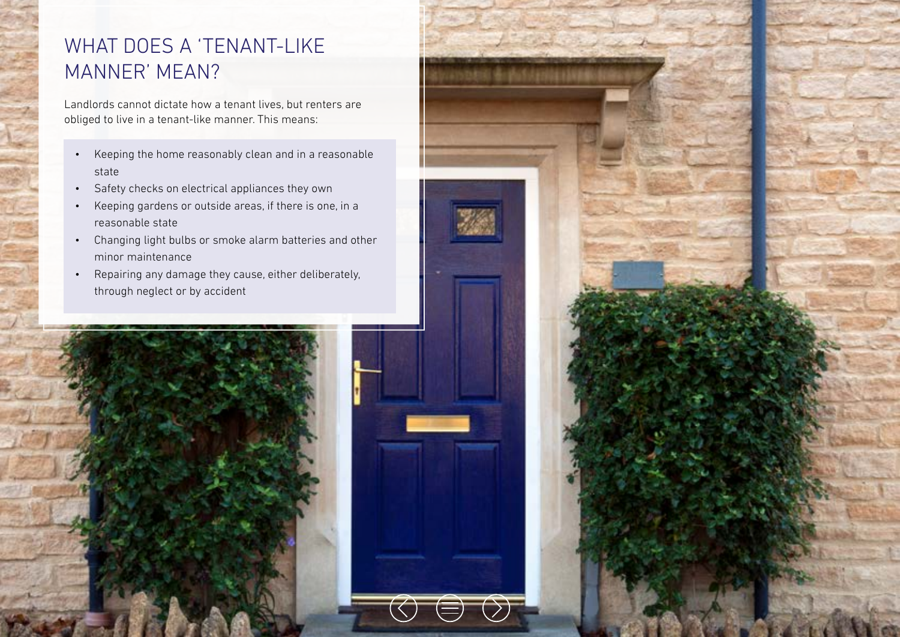## WHAT DOES A 'TENANT-LIKE MANNER' MEAN?

Landlords cannot dictate how a tenant lives, but renters are obliged to live in a tenant-like manner. This means:

- Keeping the home reasonably clean and in a reasonable state
- Safety checks on electrical appliances they own
- Keeping gardens or outside areas, if there is one, in a reasonable state
- Changing light bulbs or smoke alarm batteries and other minor maintenance
- Repairing any damage they cause, either deliberately, through neglect or by accident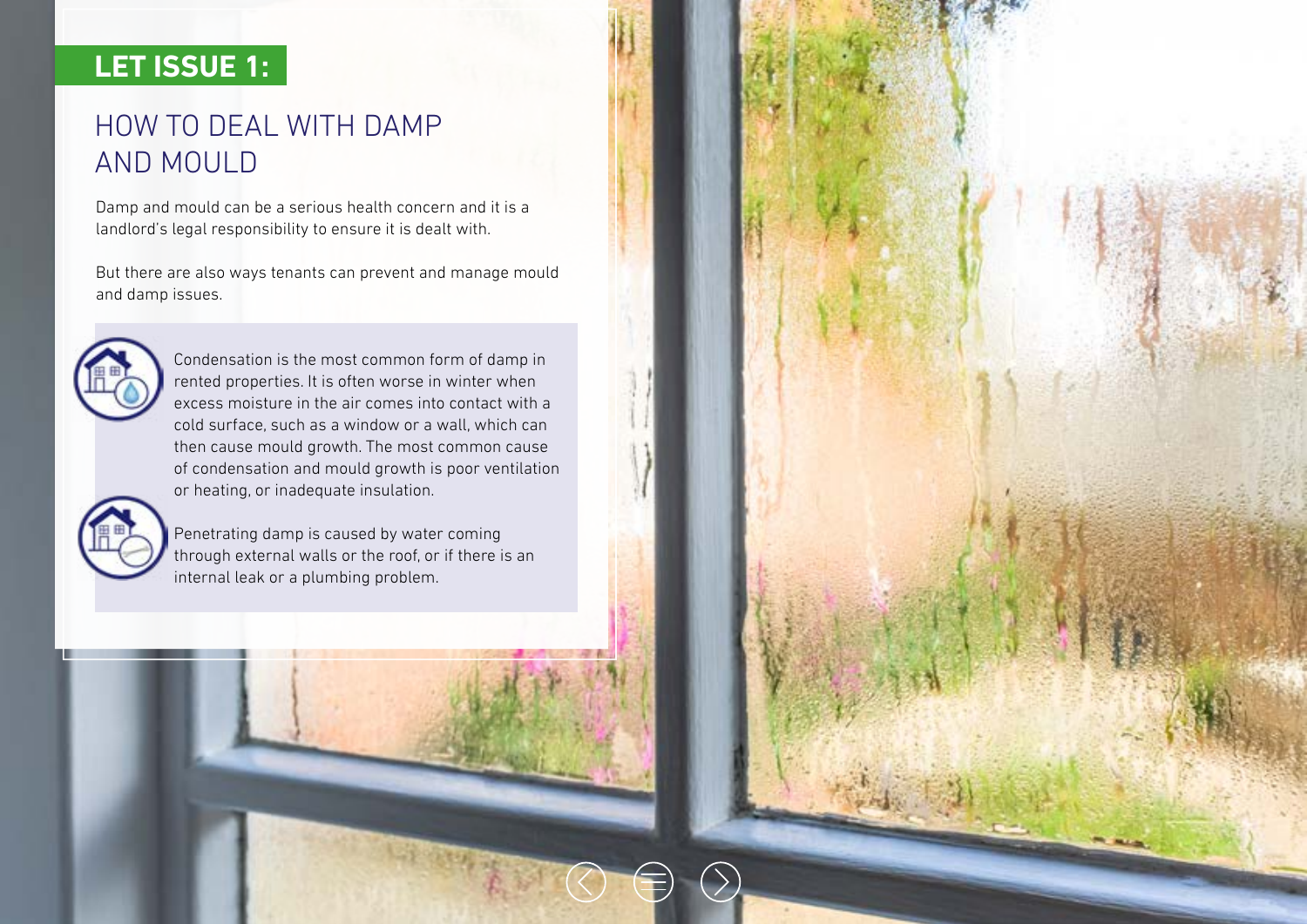## LET ISSUE 1:

# HOW TO DEAL WITH DAMP AND MOULD

Damp and mould can be a serious health concern and it is a landlord's legal responsibility to ensure it is dealt with.

But there are also ways tenants can prevent and manage mould and damp issues.

Condensation is the most common form of damp in rented properties. It is often worse in winter when excess moisture in the air comes into contact with a cold surface, such as a window or a wall, which can then cause mould growth. The most common cause of condensation and mould growth is poor ventilation or heating, or inadequate insulation.

Penetrating damp is caused by water coming through external walls or the roof, or if there is an internal leak or a plumbing problem.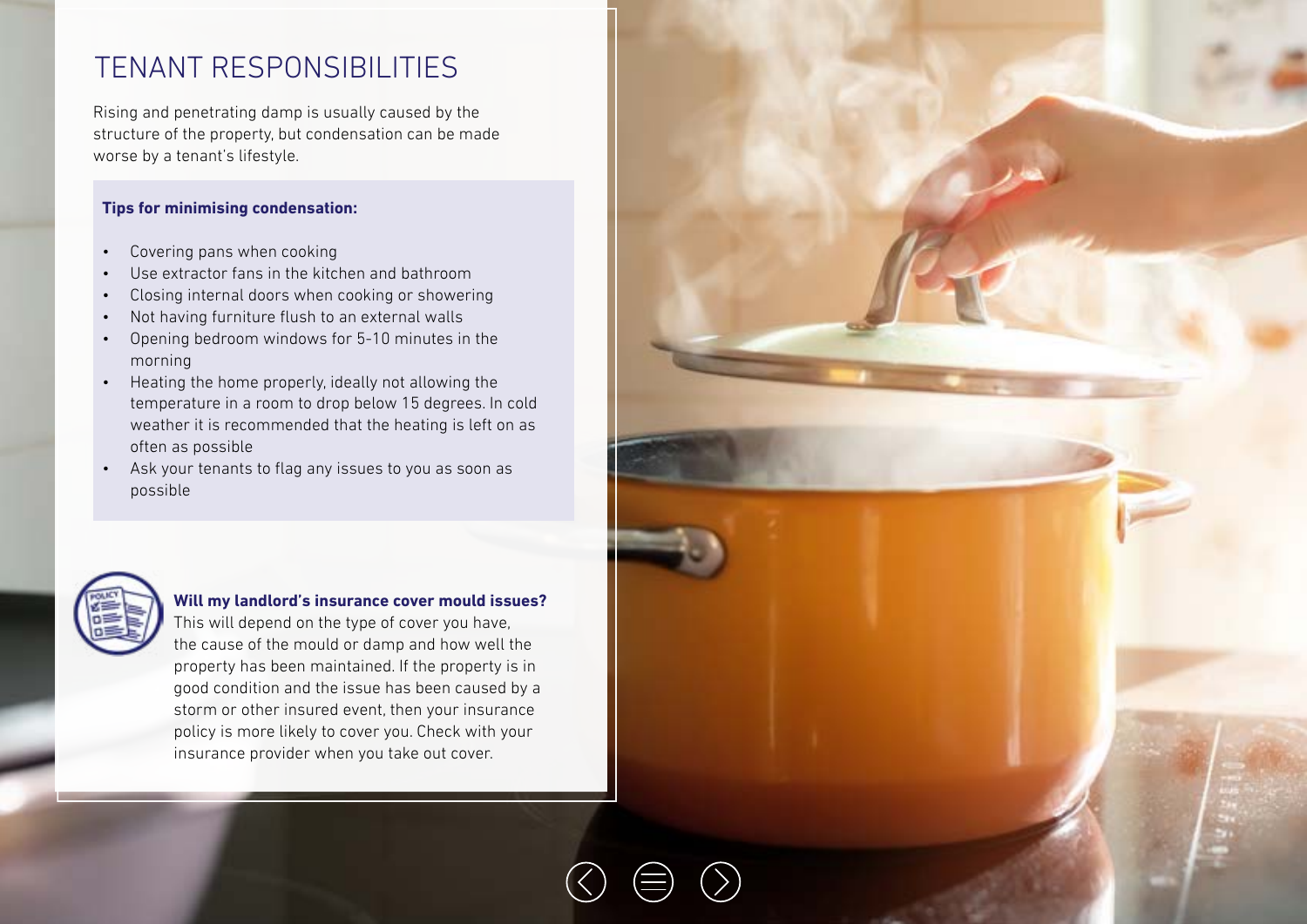# TENANT RESPONSIBILITIES

Rising and penetrating damp is usually caused by the structure of the property, but condensation can be made worse by a tenant's lifestyle.

**Tips for minimising condensation:**

- Covering pans when cooking
- Use extractor fans in the kitchen and bathroom
- Closing internal doors when cooking or showering
- Not having furniture flush to an external walls
- Opening bedroom windows for 5-10 minutes in the morning
- Heating the home properly, ideally not allowing the temperature in a room to drop below 15 degrees. In cold weather it is recommended that the heating is left on as often as possible
- Ask your tenants to flag any issues to you as soon as possible

**Will my landlord's insurance cover mould issues?**
This will depend on the type of cover you have, the cause of the mould or damp and how well the property has been maintained. If the property is in good condition and the issue has been caused by a storm or other insured event, then your insurance policy is more likely to cover you. Check with your insurance provider when you take out cover.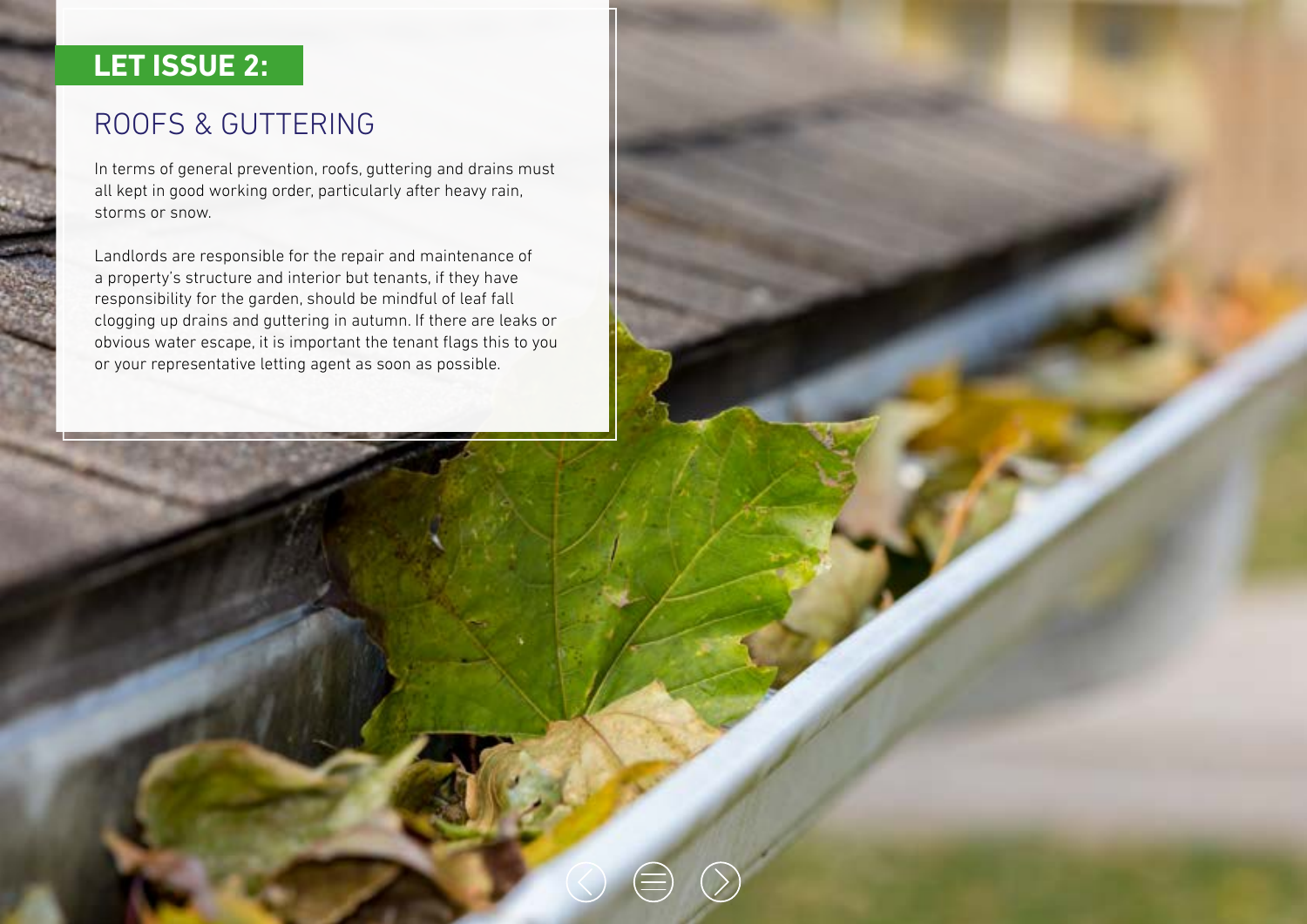## LET ISSUE 2:

# ROOFS & GUTTERING

In terms of general prevention, roofs, guttering and drains must all kept in good working order, particularly after heavy rain, storms or snow.

Landlords are responsible for the repair and maintenance of a property's structure and interior but tenants, if they have responsibility for the garden, should be mindful of leaf fall clogging up drains and guttering in autumn. If there are leaks or obvious water escape, it is important the tenant flags this to you or your representative letting agent as soon as possible.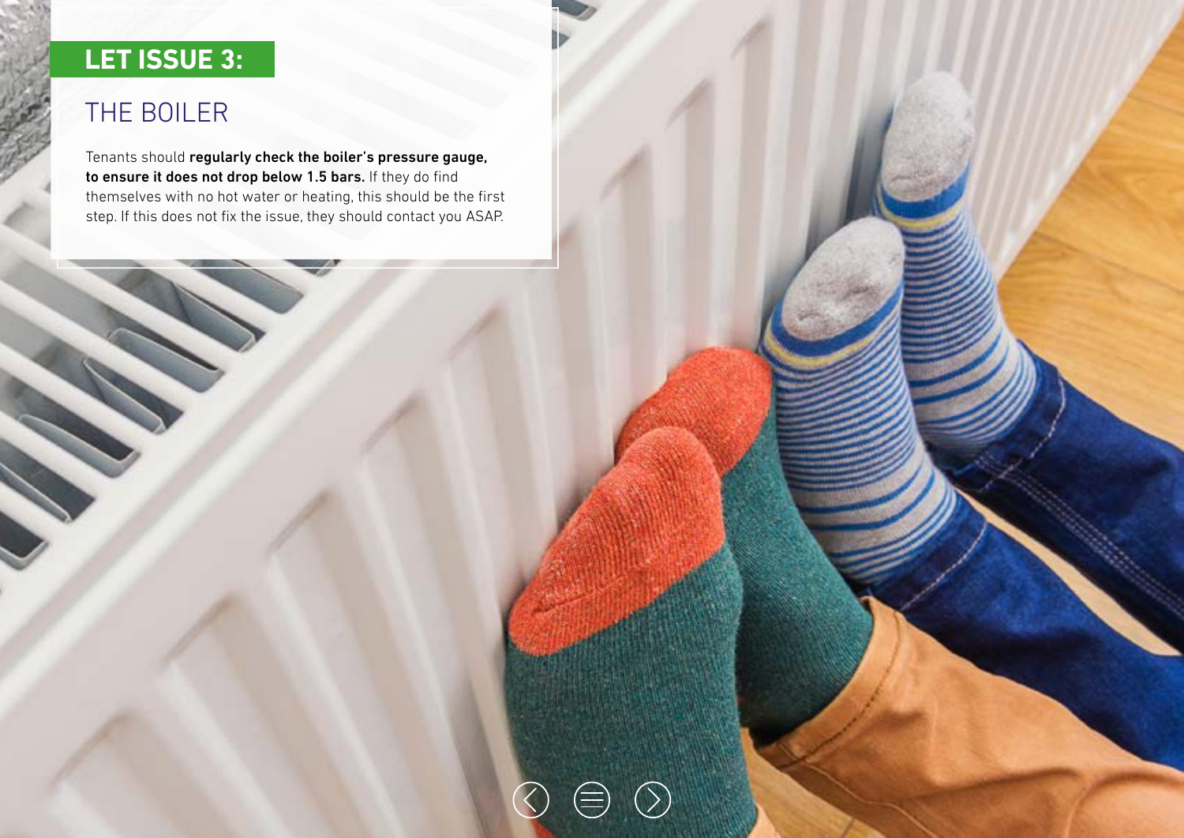## LET ISSUE 3:

## THE BOILER

Tenants should **regularly check the boiler's pressure gauge, to ensure it does not drop below 1.5 bars.** If they do find themselves with no hot water or heating, this should be the first step. If this does not fix the issue, they should contact you ASAP.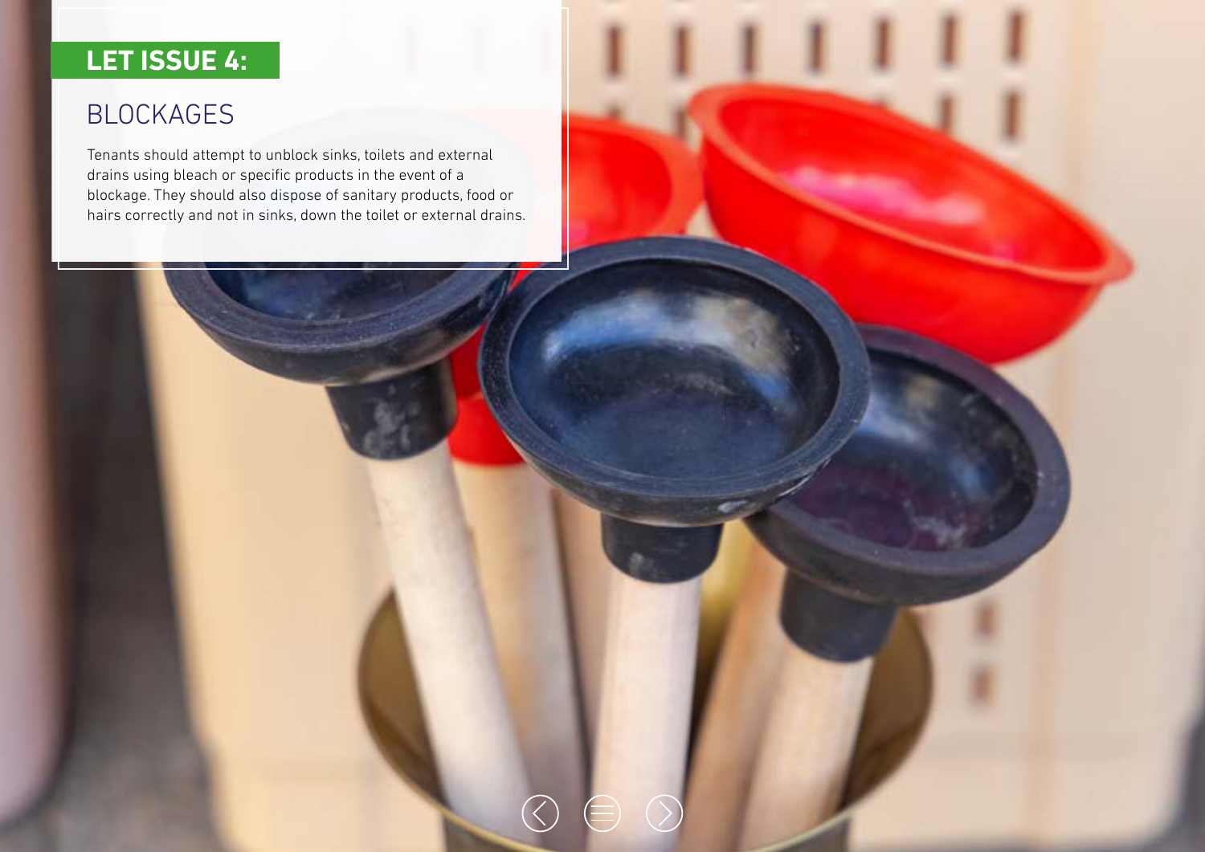## LET ISSUE 4:

### BLOCKAGES

Tenants should attempt to unblock sinks, toilets and external drains using bleach or specific products in the event of a blockage. They should also dispose of sanitary products, food or hairs correctly and not in sinks, down the toilet or external drains.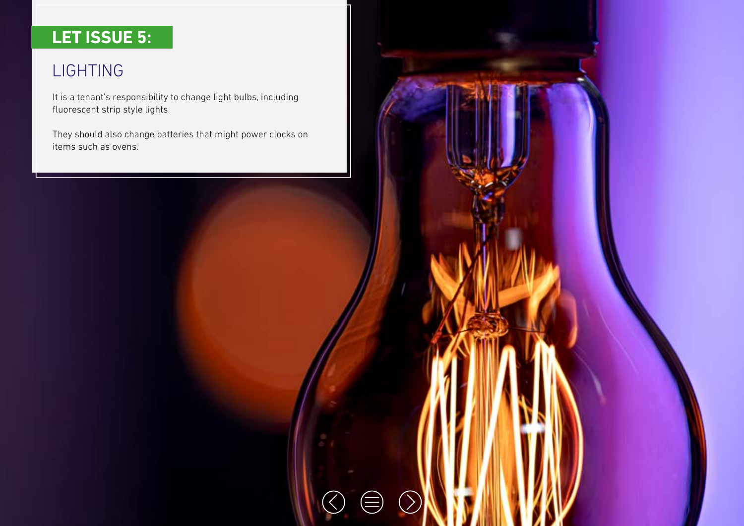## LET ISSUE 5:

### LIGHTING

It is a tenant's responsibility to change light bulbs, including fluorescent strip style lights.

They should also change batteries that might power clocks on items such as ovens.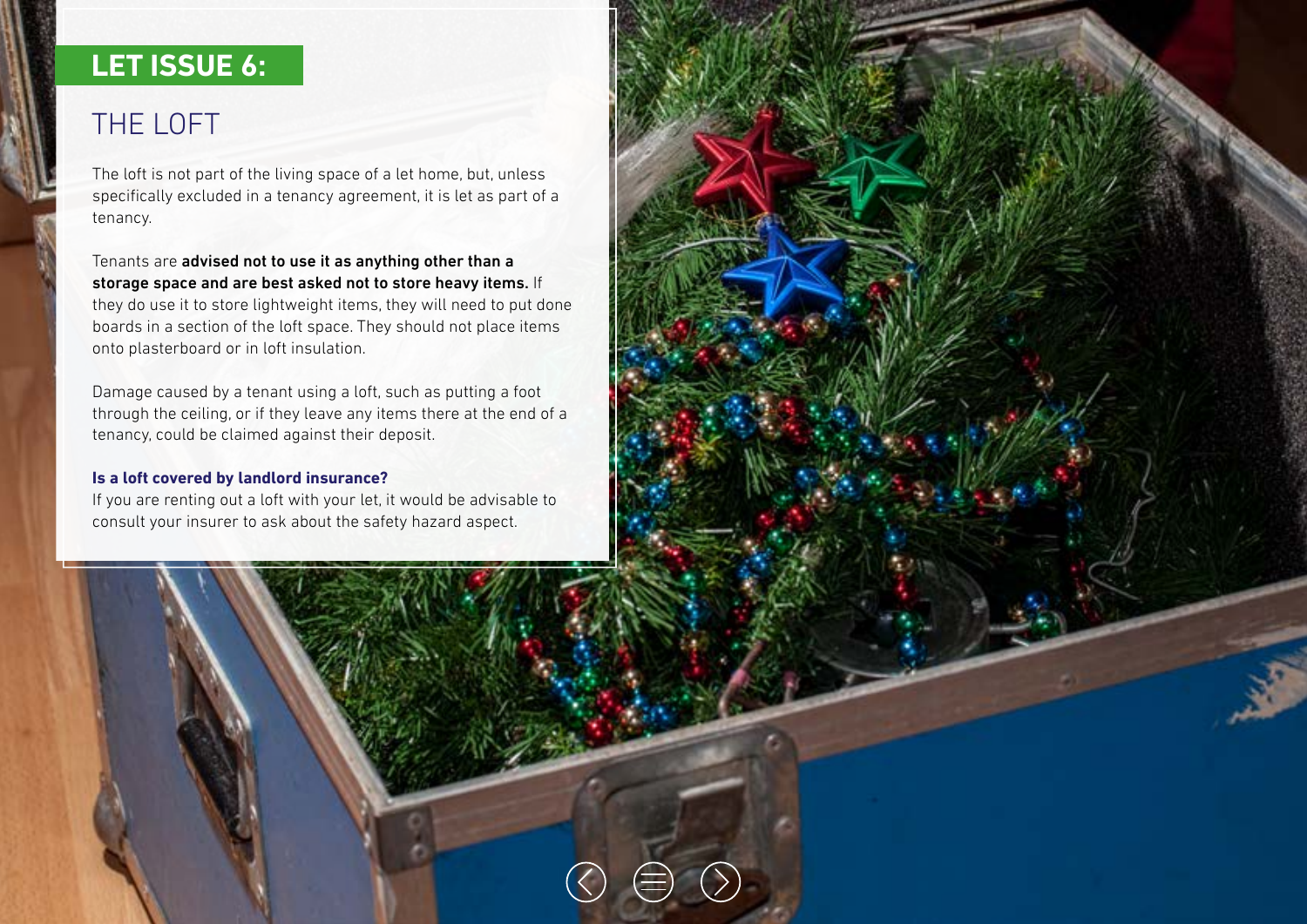## LET ISSUE 6:

# THE LOFT

The loft is not part of the living space of a let home, but, unless specifically excluded in a tenancy agreement, it is let as part of a tenancy.

Tenants are **advised not to use it as anything other than a storage space and are best asked not to store heavy items.** If they do use it to store lightweight items, they will need to put done boards in a section of the loft space. They should not place items onto plasterboard or in loft insulation.

Damage caused by a tenant using a loft, such as putting a foot through the ceiling, or if they leave any items there at the end of a tenancy, could be claimed against their deposit.

**Is a loft covered by landlord insurance?**

If you are renting out a loft with your let, it would be advisable to consult your insurer to ask about the safety hazard aspect.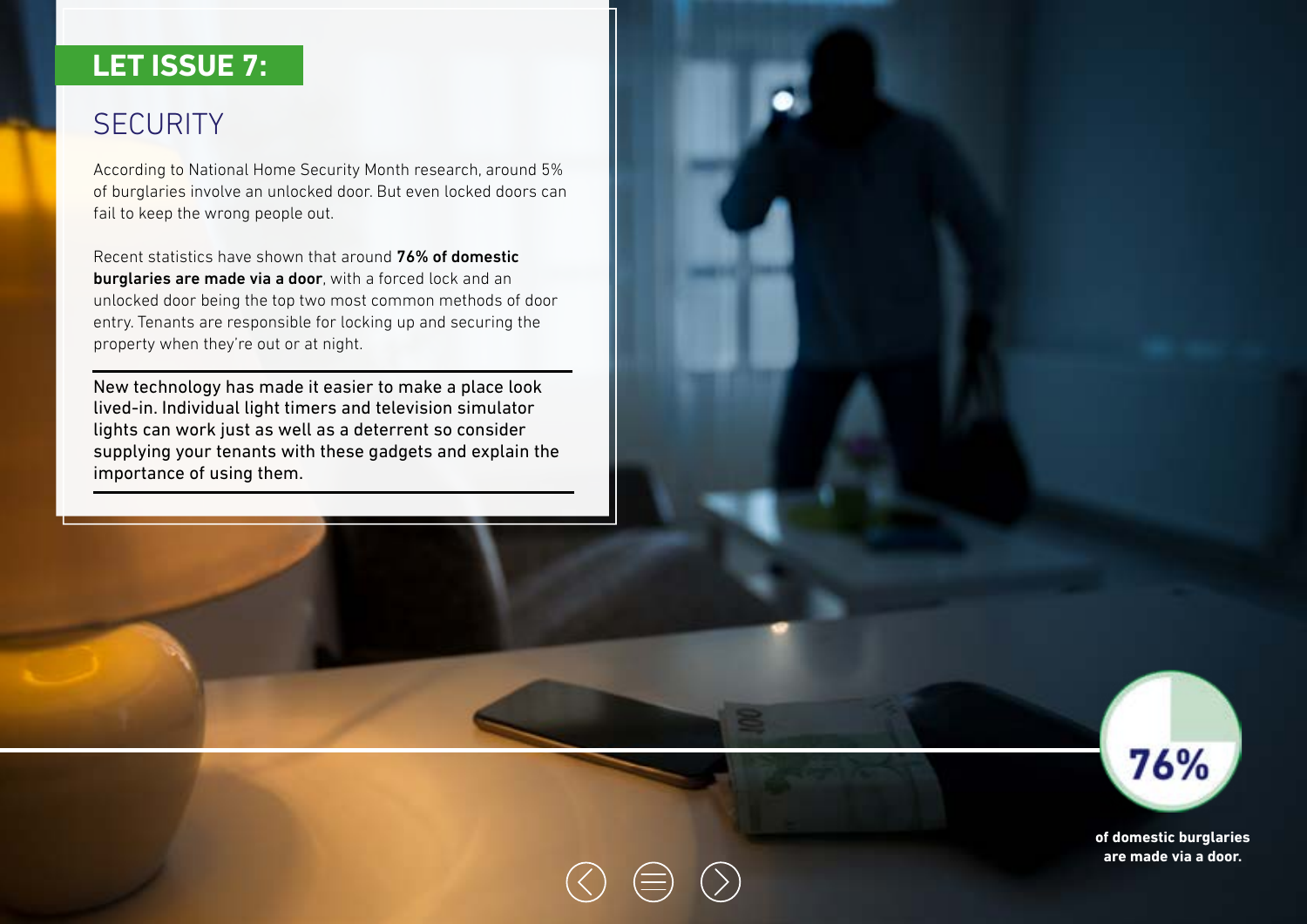## LET ISSUE 7:

## SECURITY

According to National Home Security Month research, around 5% of burglaries involve an unlocked door. But even locked doors can fail to keep the wrong people out.

Recent statistics have shown that around **76% of domestic burglaries are made via a door**, with a forced lock and an unlocked door being the top two most common methods of door entry. Tenants are responsible for locking up and securing the property when they're out or at night.

New technology has made it easier to make a place look lived-in. Individual light timers and television simulator lights can work just as well as a deterrent so consider supplying your tenants with these gadgets and explain the importance of using them.

**76%**

**of domestic burglaries are made via a door.**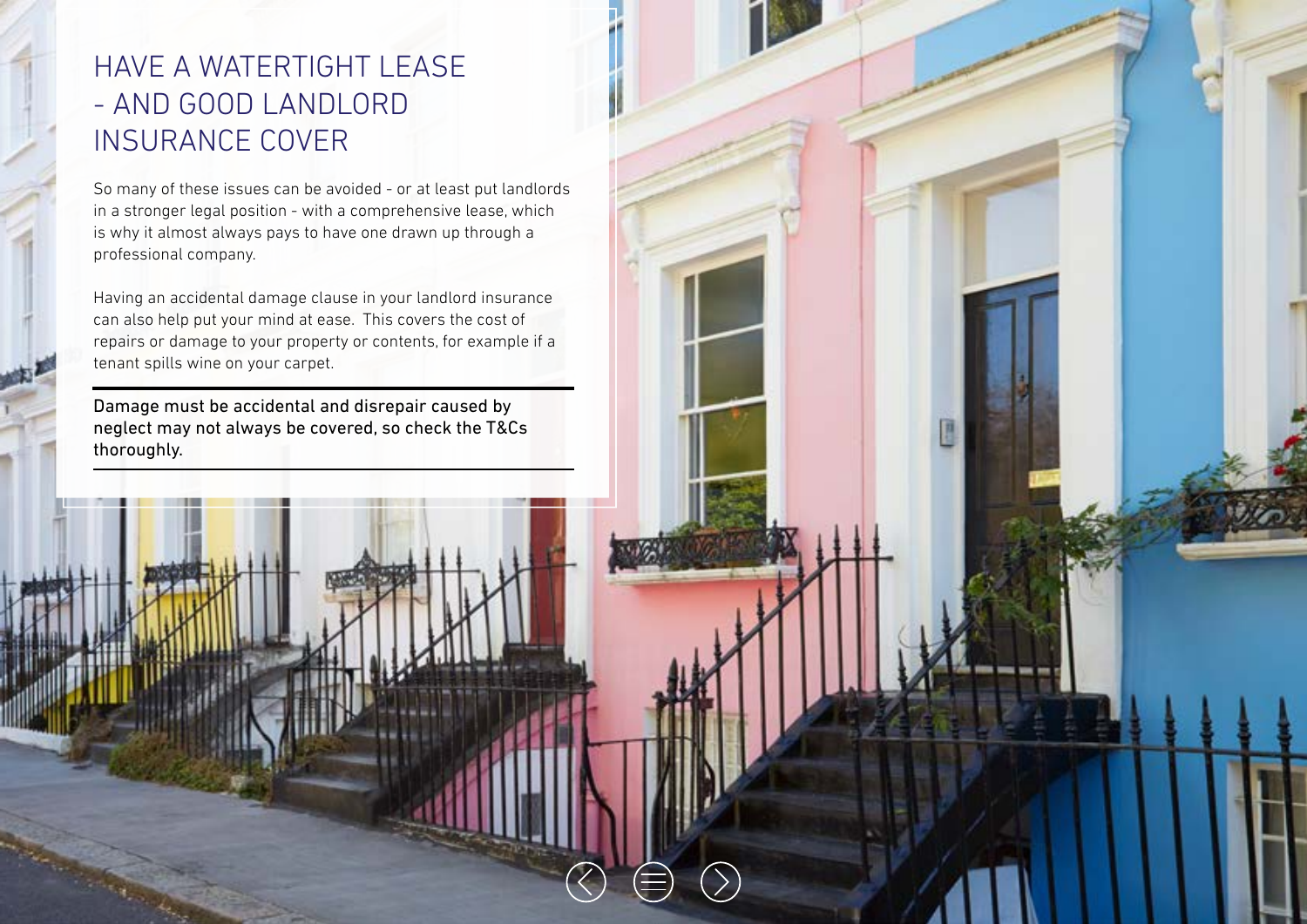# HAVE A WATERTIGHT LEASE - AND GOOD LANDLORD INSURANCE COVER

So many of these issues can be avoided - or at least put landlords in a stronger legal position - with a comprehensive lease, which is why it almost always pays to have one drawn up through a professional company.

Having an accidental damage clause in your landlord insurance can also help put your mind at ease. This covers the cost of repairs or damage to your property or contents, for example if a tenant spills wine on your carpet.

---

Damage must be accidental and disrepair caused by neglect may not always be covered, so check the T&Cs thoroughly.

---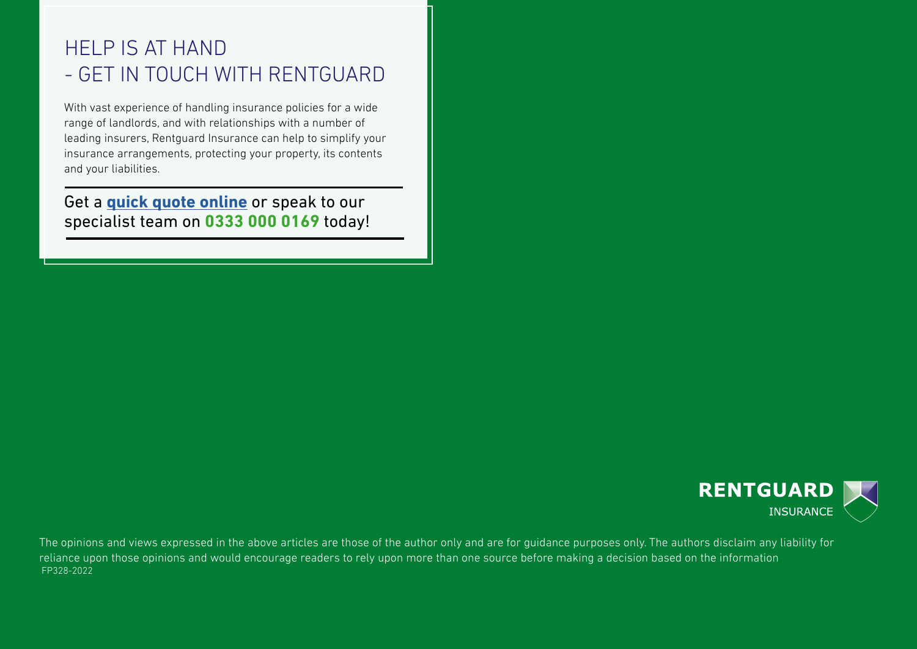# HELP IS AT HAND - GET IN TOUCH WITH RENTGUARD

With vast experience of handling insurance policies for a wide range of landlords, and with relationships with a number of leading insurers, Rentguard Insurance can help to simplify your insurance arrangements, protecting your property, its contents and your liabilities.

Get a **quick quote online** or speak to our specialist team on **0333 000 0169** today!

RENTGUARD INSURANCE

The opinions and views expressed in the above articles are those of the author only and are for guidance purposes only. The authors disclaim any liability for reliance upon those opinions and would encourage readers to rely upon more than one source before making a decision based on the information

FP328-2022